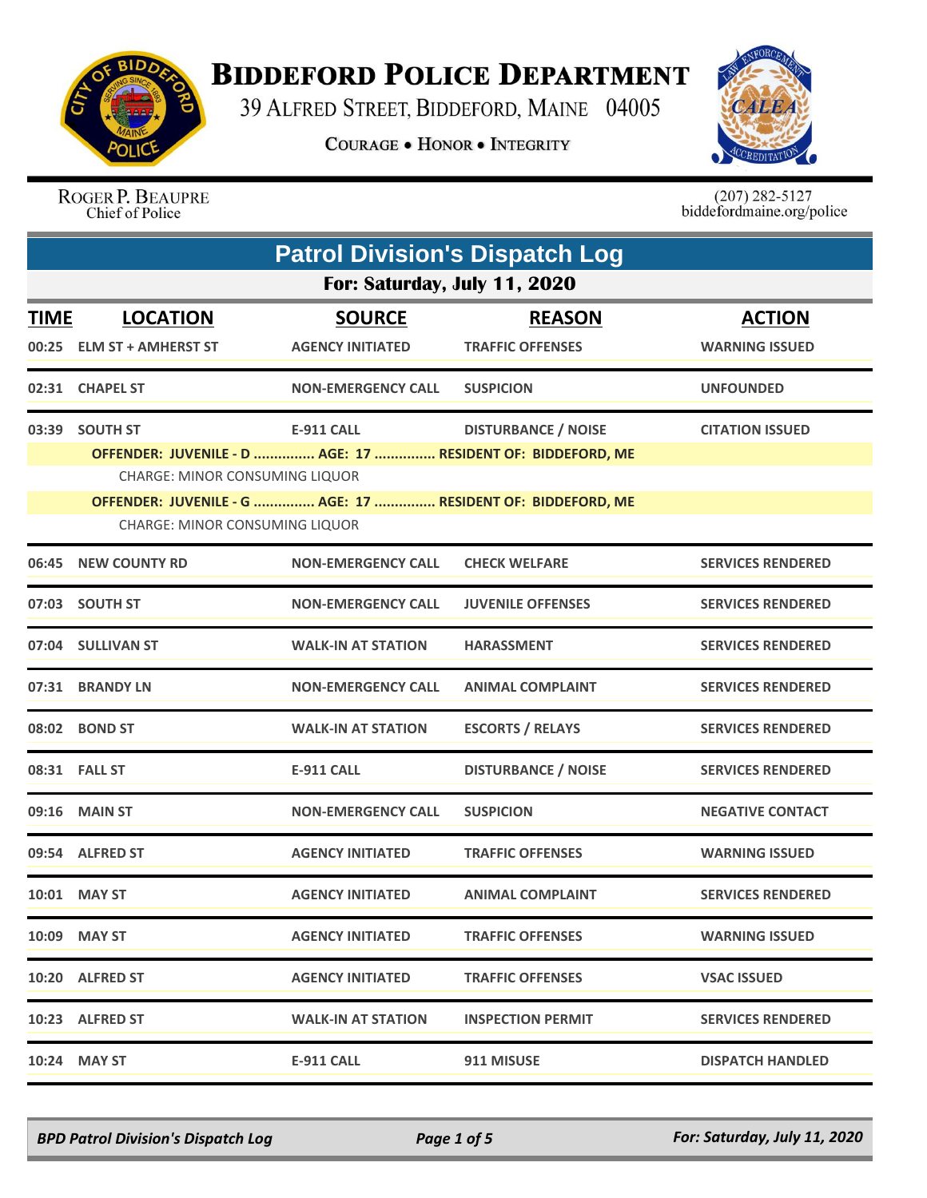# Biddeford Police Department

39 Alfred Street, Biddeford, Maine 04005

Courage • Honor • Integrity

Roger P. Beaupre
Chief of Police

(207) 282-5127
biddefordmaine.org/police

## Patrol Division's Dispatch Log

### For: Saturday, July 11, 2020

| TIME | LOCATION | SOURCE | REASON | ACTION |
|---|---|---|---|---|
| 00:25 | ELM ST + AMHERST ST | AGENCY INITIATED | TRAFFIC OFFENSES | WARNING ISSUED |
| 02:31 | CHAPEL ST | NON-EMERGENCY CALL | SUSPICION | UNFOUNDED |
| 03:39 | SOUTH ST | E-911 CALL | DISTURBANCE / NOISE | CITATION ISSUED |
| | OFFENDER: JUVENILE - D ............... AGE: 17 ............... RESIDENT OF: BIDDEFORD, ME | | | |
| | CHARGE: MINOR CONSUMING LIQUOR | | | |
| | OFFENDER: JUVENILE - G ............... AGE: 17 ............... RESIDENT OF: BIDDEFORD, ME | | | |
| | CHARGE: MINOR CONSUMING LIQUOR | | | |
| 06:45 | NEW COUNTY RD | NON-EMERGENCY CALL | CHECK WELFARE | SERVICES RENDERED |
| 07:03 | SOUTH ST | NON-EMERGENCY CALL | JUVENILE OFFENSES | SERVICES RENDERED |
| 07:04 | SULLIVAN ST | WALK-IN AT STATION | HARASSMENT | SERVICES RENDERED |
| 07:31 | BRANDY LN | NON-EMERGENCY CALL | ANIMAL COMPLAINT | SERVICES RENDERED |
| 08:02 | BOND ST | WALK-IN AT STATION | ESCORTS / RELAYS | SERVICES RENDERED |
| 08:31 | FALL ST | E-911 CALL | DISTURBANCE / NOISE | SERVICES RENDERED |
| 09:16 | MAIN ST | NON-EMERGENCY CALL | SUSPICION | NEGATIVE CONTACT |
| 09:54 | ALFRED ST | AGENCY INITIATED | TRAFFIC OFFENSES | WARNING ISSUED |
| 10:01 | MAY ST | AGENCY INITIATED | ANIMAL COMPLAINT | SERVICES RENDERED |
| 10:09 | MAY ST | AGENCY INITIATED | TRAFFIC OFFENSES | WARNING ISSUED |
| 10:20 | ALFRED ST | AGENCY INITIATED | TRAFFIC OFFENSES | VSAC ISSUED |
| 10:23 | ALFRED ST | WALK-IN AT STATION | INSPECTION PERMIT | SERVICES RENDERED |
| 10:24 | MAY ST | E-911 CALL | 911 MISUSE | DISPATCH HANDLED |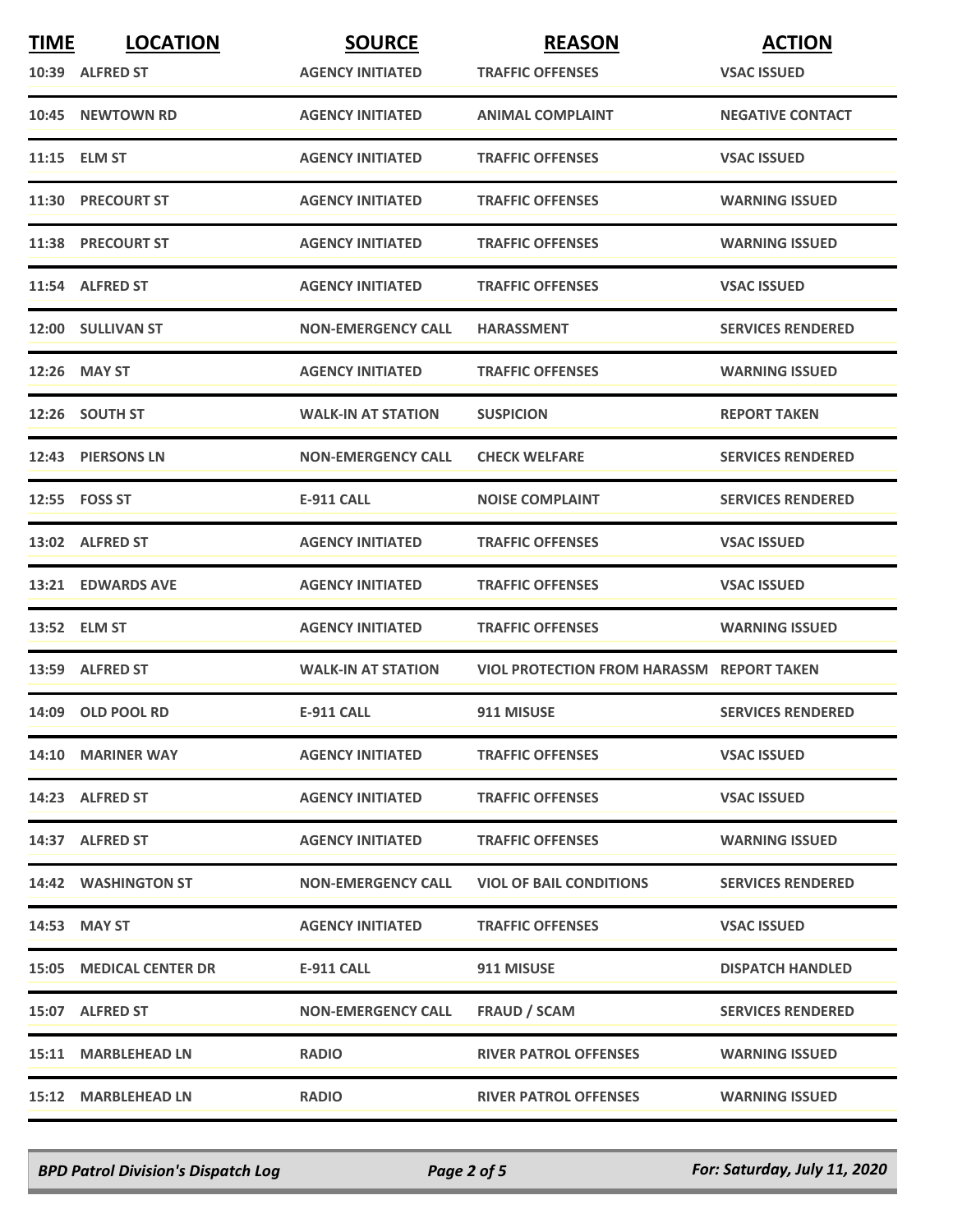| TIME | LOCATION | SOURCE | REASON | ACTION |
|---|---|---|---|---|
| 10:39 | ALFRED ST | AGENCY INITIATED | TRAFFIC OFFENSES | VSAC ISSUED |
| 10:45 | NEWTOWN RD | AGENCY INITIATED | ANIMAL COMPLAINT | NEGATIVE CONTACT |
| 11:15 | ELM ST | AGENCY INITIATED | TRAFFIC OFFENSES | VSAC ISSUED |
| 11:30 | PRECOURT ST | AGENCY INITIATED | TRAFFIC OFFENSES | WARNING ISSUED |
| 11:38 | PRECOURT ST | AGENCY INITIATED | TRAFFIC OFFENSES | WARNING ISSUED |
| 11:54 | ALFRED ST | AGENCY INITIATED | TRAFFIC OFFENSES | VSAC ISSUED |
| 12:00 | SULLIVAN ST | NON-EMERGENCY CALL | HARASSMENT | SERVICES RENDERED |
| 12:26 | MAY ST | AGENCY INITIATED | TRAFFIC OFFENSES | WARNING ISSUED |
| 12:26 | SOUTH ST | WALK-IN AT STATION | SUSPICION | REPORT TAKEN |
| 12:43 | PIERSONS LN | NON-EMERGENCY CALL | CHECK WELFARE | SERVICES RENDERED |
| 12:55 | FOSS ST | E-911 CALL | NOISE COMPLAINT | SERVICES RENDERED |
| 13:02 | ALFRED ST | AGENCY INITIATED | TRAFFIC OFFENSES | VSAC ISSUED |
| 13:21 | EDWARDS AVE | AGENCY INITIATED | TRAFFIC OFFENSES | VSAC ISSUED |
| 13:52 | ELM ST | AGENCY INITIATED | TRAFFIC OFFENSES | WARNING ISSUED |
| 13:59 | ALFRED ST | WALK-IN AT STATION | VIOL PROTECTION FROM HARASSM | REPORT TAKEN |
| 14:09 | OLD POOL RD | E-911 CALL | 911 MISUSE | SERVICES RENDERED |
| 14:10 | MARINER WAY | AGENCY INITIATED | TRAFFIC OFFENSES | VSAC ISSUED |
| 14:23 | ALFRED ST | AGENCY INITIATED | TRAFFIC OFFENSES | VSAC ISSUED |
| 14:37 | ALFRED ST | AGENCY INITIATED | TRAFFIC OFFENSES | WARNING ISSUED |
| 14:42 | WASHINGTON ST | NON-EMERGENCY CALL | VIOL OF BAIL CONDITIONS | SERVICES RENDERED |
| 14:53 | MAY ST | AGENCY INITIATED | TRAFFIC OFFENSES | VSAC ISSUED |
| 15:05 | MEDICAL CENTER DR | E-911 CALL | 911 MISUSE | DISPATCH HANDLED |
| 15:07 | ALFRED ST | NON-EMERGENCY CALL | FRAUD / SCAM | SERVICES RENDERED |
| 15:11 | MARBLEHEAD LN | RADIO | RIVER PATROL OFFENSES | WARNING ISSUED |
| 15:12 | MARBLEHEAD LN | RADIO | RIVER PATROL OFFENSES | WARNING ISSUED |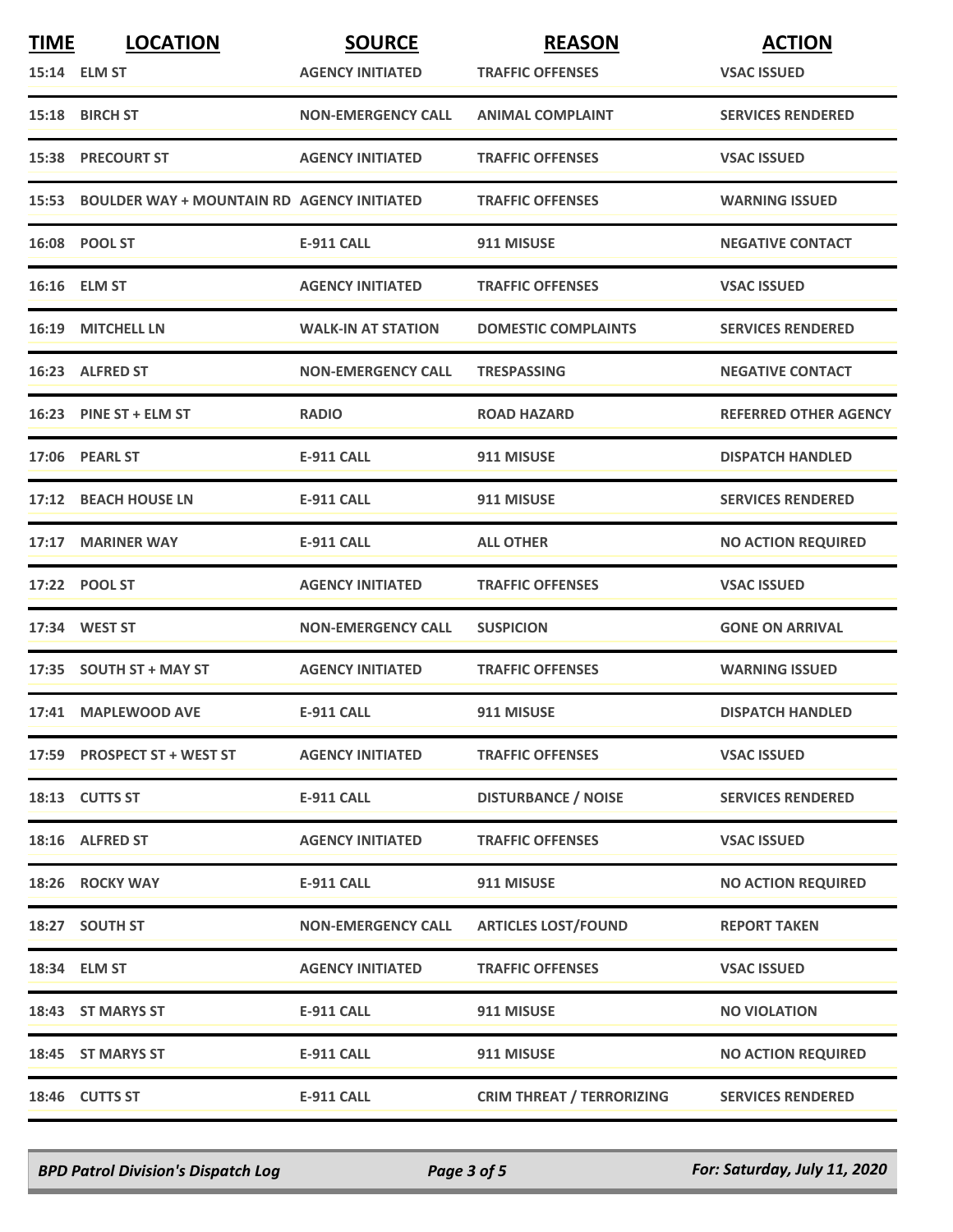| TIME | LOCATION | SOURCE | REASON | ACTION |
|---|---|---|---|---|
| 15:14 | ELM ST | AGENCY INITIATED | TRAFFIC OFFENSES | VSAC ISSUED |
| 15:18 | BIRCH ST | NON-EMERGENCY CALL | ANIMAL COMPLAINT | SERVICES RENDERED |
| 15:38 | PRECOURT ST | AGENCY INITIATED | TRAFFIC OFFENSES | VSAC ISSUED |
| 15:53 | BOULDER WAY + MOUNTAIN RD | AGENCY INITIATED | TRAFFIC OFFENSES | WARNING ISSUED |
| 16:08 | POOL ST | E-911 CALL | 911 MISUSE | NEGATIVE CONTACT |
| 16:16 | ELM ST | AGENCY INITIATED | TRAFFIC OFFENSES | VSAC ISSUED |
| 16:19 | MITCHELL LN | WALK-IN AT STATION | DOMESTIC COMPLAINTS | SERVICES RENDERED |
| 16:23 | ALFRED ST | NON-EMERGENCY CALL | TRESPASSING | NEGATIVE CONTACT |
| 16:23 | PINE ST + ELM ST | RADIO | ROAD HAZARD | REFERRED OTHER AGENCY |
| 17:06 | PEARL ST | E-911 CALL | 911 MISUSE | DISPATCH HANDLED |
| 17:12 | BEACH HOUSE LN | E-911 CALL | 911 MISUSE | SERVICES RENDERED |
| 17:17 | MARINER WAY | E-911 CALL | ALL OTHER | NO ACTION REQUIRED |
| 17:22 | POOL ST | AGENCY INITIATED | TRAFFIC OFFENSES | VSAC ISSUED |
| 17:34 | WEST ST | NON-EMERGENCY CALL | SUSPICION | GONE ON ARRIVAL |
| 17:35 | SOUTH ST + MAY ST | AGENCY INITIATED | TRAFFIC OFFENSES | WARNING ISSUED |
| 17:41 | MAPLEWOOD AVE | E-911 CALL | 911 MISUSE | DISPATCH HANDLED |
| 17:59 | PROSPECT ST + WEST ST | AGENCY INITIATED | TRAFFIC OFFENSES | VSAC ISSUED |
| 18:13 | CUTTS ST | E-911 CALL | DISTURBANCE / NOISE | SERVICES RENDERED |
| 18:16 | ALFRED ST | AGENCY INITIATED | TRAFFIC OFFENSES | VSAC ISSUED |
| 18:26 | ROCKY WAY | E-911 CALL | 911 MISUSE | NO ACTION REQUIRED |
| 18:27 | SOUTH ST | NON-EMERGENCY CALL | ARTICLES LOST/FOUND | REPORT TAKEN |
| 18:34 | ELM ST | AGENCY INITIATED | TRAFFIC OFFENSES | VSAC ISSUED |
| 18:43 | ST MARYS ST | E-911 CALL | 911 MISUSE | NO VIOLATION |
| 18:45 | ST MARYS ST | E-911 CALL | 911 MISUSE | NO ACTION REQUIRED |
| 18:46 | CUTTS ST | E-911 CALL | CRIM THREAT / TERRORIZING | SERVICES RENDERED |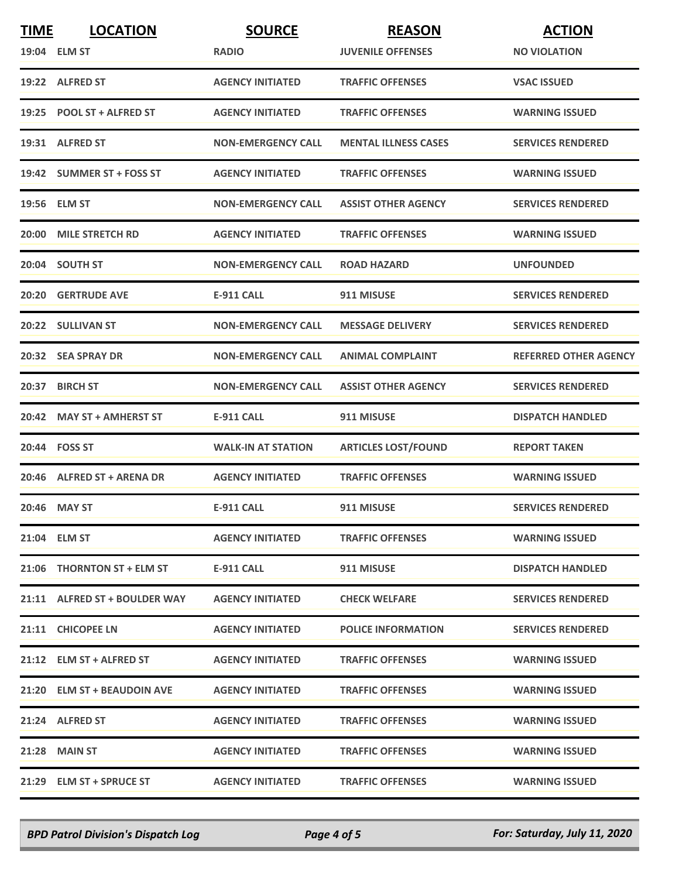| TIME | LOCATION | SOURCE | REASON | ACTION |
|---|---|---|---|---|
| 19:04 | ELM ST | RADIO | JUVENILE OFFENSES | NO VIOLATION |
| 19:22 | ALFRED ST | AGENCY INITIATED | TRAFFIC OFFENSES | VSAC ISSUED |
| 19:25 | POOL ST + ALFRED ST | AGENCY INITIATED | TRAFFIC OFFENSES | WARNING ISSUED |
| 19:31 | ALFRED ST | NON-EMERGENCY CALL | MENTAL ILLNESS CASES | SERVICES RENDERED |
| 19:42 | SUMMER ST + FOSS ST | AGENCY INITIATED | TRAFFIC OFFENSES | WARNING ISSUED |
| 19:56 | ELM ST | NON-EMERGENCY CALL | ASSIST OTHER AGENCY | SERVICES RENDERED |
| 20:00 | MILE STRETCH RD | AGENCY INITIATED | TRAFFIC OFFENSES | WARNING ISSUED |
| 20:04 | SOUTH ST | NON-EMERGENCY CALL | ROAD HAZARD | UNFOUNDED |
| 20:20 | GERTRUDE AVE | E-911 CALL | 911 MISUSE | SERVICES RENDERED |
| 20:22 | SULLIVAN ST | NON-EMERGENCY CALL | MESSAGE DELIVERY | SERVICES RENDERED |
| 20:32 | SEA SPRAY DR | NON-EMERGENCY CALL | ANIMAL COMPLAINT | REFERRED OTHER AGENCY |
| 20:37 | BIRCH ST | NON-EMERGENCY CALL | ASSIST OTHER AGENCY | SERVICES RENDERED |
| 20:42 | MAY ST + AMHERST ST | E-911 CALL | 911 MISUSE | DISPATCH HANDLED |
| 20:44 | FOSS ST | WALK-IN AT STATION | ARTICLES LOST/FOUND | REPORT TAKEN |
| 20:46 | ALFRED ST + ARENA DR | AGENCY INITIATED | TRAFFIC OFFENSES | WARNING ISSUED |
| 20:46 | MAY ST | E-911 CALL | 911 MISUSE | SERVICES RENDERED |
| 21:04 | ELM ST | AGENCY INITIATED | TRAFFIC OFFENSES | WARNING ISSUED |
| 21:06 | THORNTON ST + ELM ST | E-911 CALL | 911 MISUSE | DISPATCH HANDLED |
| 21:11 | ALFRED ST + BOULDER WAY | AGENCY INITIATED | CHECK WELFARE | SERVICES RENDERED |
| 21:11 | CHICOPEE LN | AGENCY INITIATED | POLICE INFORMATION | SERVICES RENDERED |
| 21:12 | ELM ST + ALFRED ST | AGENCY INITIATED | TRAFFIC OFFENSES | WARNING ISSUED |
| 21:20 | ELM ST + BEAUDOIN AVE | AGENCY INITIATED | TRAFFIC OFFENSES | WARNING ISSUED |
| 21:24 | ALFRED ST | AGENCY INITIATED | TRAFFIC OFFENSES | WARNING ISSUED |
| 21:28 | MAIN ST | AGENCY INITIATED | TRAFFIC OFFENSES | WARNING ISSUED |
| 21:29 | ELM ST + SPRUCE ST | AGENCY INITIATED | TRAFFIC OFFENSES | WARNING ISSUED |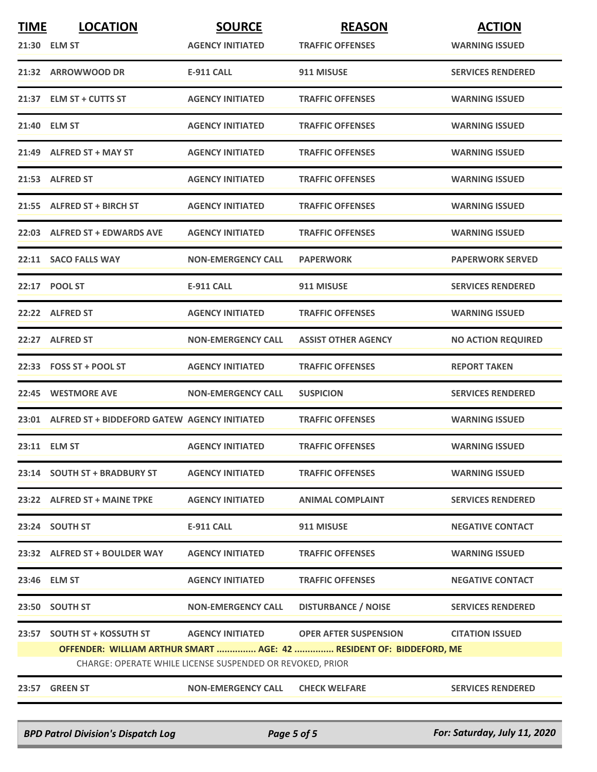| TIME | LOCATION | SOURCE | REASON | ACTION |
|---|---|---|---|---|
| 21:30 | ELM ST | AGENCY INITIATED | TRAFFIC OFFENSES | WARNING ISSUED |
| 21:32 | ARROWWOOD DR | E-911 CALL | 911 MISUSE | SERVICES RENDERED |
| 21:37 | ELM ST + CUTTS ST | AGENCY INITIATED | TRAFFIC OFFENSES | WARNING ISSUED |
| 21:40 | ELM ST | AGENCY INITIATED | TRAFFIC OFFENSES | WARNING ISSUED |
| 21:49 | ALFRED ST + MAY ST | AGENCY INITIATED | TRAFFIC OFFENSES | WARNING ISSUED |
| 21:53 | ALFRED ST | AGENCY INITIATED | TRAFFIC OFFENSES | WARNING ISSUED |
| 21:55 | ALFRED ST + BIRCH ST | AGENCY INITIATED | TRAFFIC OFFENSES | WARNING ISSUED |
| 22:03 | ALFRED ST + EDWARDS AVE | AGENCY INITIATED | TRAFFIC OFFENSES | WARNING ISSUED |
| 22:11 | SACO FALLS WAY | NON-EMERGENCY CALL | PAPERWORK | PAPERWORK SERVED |
| 22:17 | POOL ST | E-911 CALL | 911 MISUSE | SERVICES RENDERED |
| 22:22 | ALFRED ST | AGENCY INITIATED | TRAFFIC OFFENSES | WARNING ISSUED |
| 22:27 | ALFRED ST | NON-EMERGENCY CALL | ASSIST OTHER AGENCY | NO ACTION REQUIRED |
| 22:33 | FOSS ST + POOL ST | AGENCY INITIATED | TRAFFIC OFFENSES | REPORT TAKEN |
| 22:45 | WESTMORE AVE | NON-EMERGENCY CALL | SUSPICION | SERVICES RENDERED |
| 23:01 | ALFRED ST + BIDDEFORD GATEW | AGENCY INITIATED | TRAFFIC OFFENSES | WARNING ISSUED |
| 23:11 | ELM ST | AGENCY INITIATED | TRAFFIC OFFENSES | WARNING ISSUED |
| 23:14 | SOUTH ST + BRADBURY ST | AGENCY INITIATED | TRAFFIC OFFENSES | WARNING ISSUED |
| 23:22 | ALFRED ST + MAINE TPKE | AGENCY INITIATED | ANIMAL COMPLAINT | SERVICES RENDERED |
| 23:24 | SOUTH ST | E-911 CALL | 911 MISUSE | NEGATIVE CONTACT |
| 23:32 | ALFRED ST + BOULDER WAY | AGENCY INITIATED | TRAFFIC OFFENSES | WARNING ISSUED |
| 23:46 | ELM ST | AGENCY INITIATED | TRAFFIC OFFENSES | NEGATIVE CONTACT |
| 23:50 | SOUTH ST | NON-EMERGENCY CALL | DISTURBANCE / NOISE | SERVICES RENDERED |
| 23:57 | SOUTH ST + KOSSUTH ST | AGENCY INITIATED | OPER AFTER SUSPENSION | CITATION ISSUED |
| | OFFENDER: WILLIAM ARTHUR SMART ............... AGE: 42 ............... RESIDENT OF: BIDDEFORD, ME | | | |
| | CHARGE: OPERATE WHILE LICENSE SUSPENDED OR REVOKED, PRIOR | | | |
| 23:57 | GREEN ST | NON-EMERGENCY CALL | CHECK WELFARE | SERVICES RENDERED |

*BPD Patrol Division's Dispatch Log* — *For: Saturday, July 11, 2020*